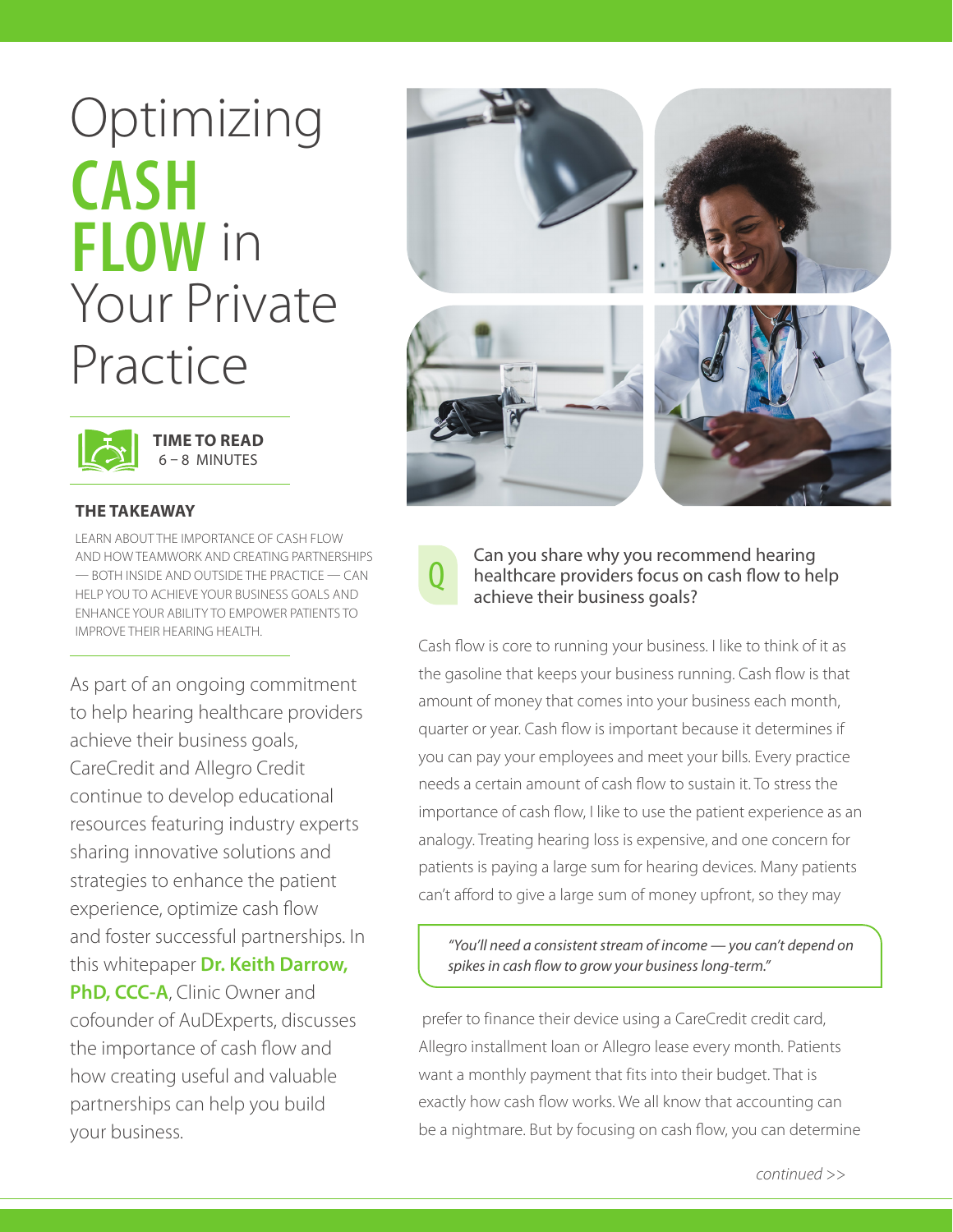# Optimizing **CASH FLOW** in Your Private Practice

**TIME TO READ**
6 – 8 MINUTES

**THE TAKEAWAY**

LEARN ABOUT THE IMPORTANCE OF CASH FLOW AND HOW TEAMWORK AND CREATING PARTNERSHIPS — BOTH INSIDE AND OUTSIDE THE PRACTICE — CAN HELP YOU TO ACHIEVE YOUR BUSINESS GOALS AND ENHANCE YOUR ABILITY TO EMPOWER PATIENTS TO IMPROVE THEIR HEARING HEALTH.

As part of an ongoing commitment to help hearing healthcare providers achieve their business goals, CareCredit and Allegro Credit continue to develop educational resources featuring industry experts sharing innovative solutions and strategies to enhance the patient experience, optimize cash flow and foster successful partnerships. In this whitepaper **Dr. Keith Darrow, PhD, CCC-A**, Clinic Owner and cofounder of AuDExperts, discusses the importance of cash flow and how creating useful and valuable partnerships can help you build your business.

**Q** Can you share why you recommend hearing healthcare providers focus on cash flow to help achieve their business goals?

Cash flow is core to running your business. I like to think of it as the gasoline that keeps your business running. Cash flow is that amount of money that comes into your business each month, quarter or year. Cash flow is important because it determines if you can pay your employees and meet your bills. Every practice needs a certain amount of cash flow to sustain it. To stress the importance of cash flow, I like to use the patient experience as an analogy. Treating hearing loss is expensive, and one concern for patients is paying a large sum for hearing devices. Many patients can't afford to give a large sum of money upfront, so they may prefer to finance their device using a CareCredit credit card, Allegro installment loan or Allegro lease every month. Patients want a monthly payment that fits into their budget. That is exactly how cash flow works. We all know that accounting can be a nightmare. But by focusing on cash flow, you can determine

> *"You'll need a consistent stream of income — you can't depend on spikes in cash flow to grow your business long-term."*

*continued >>*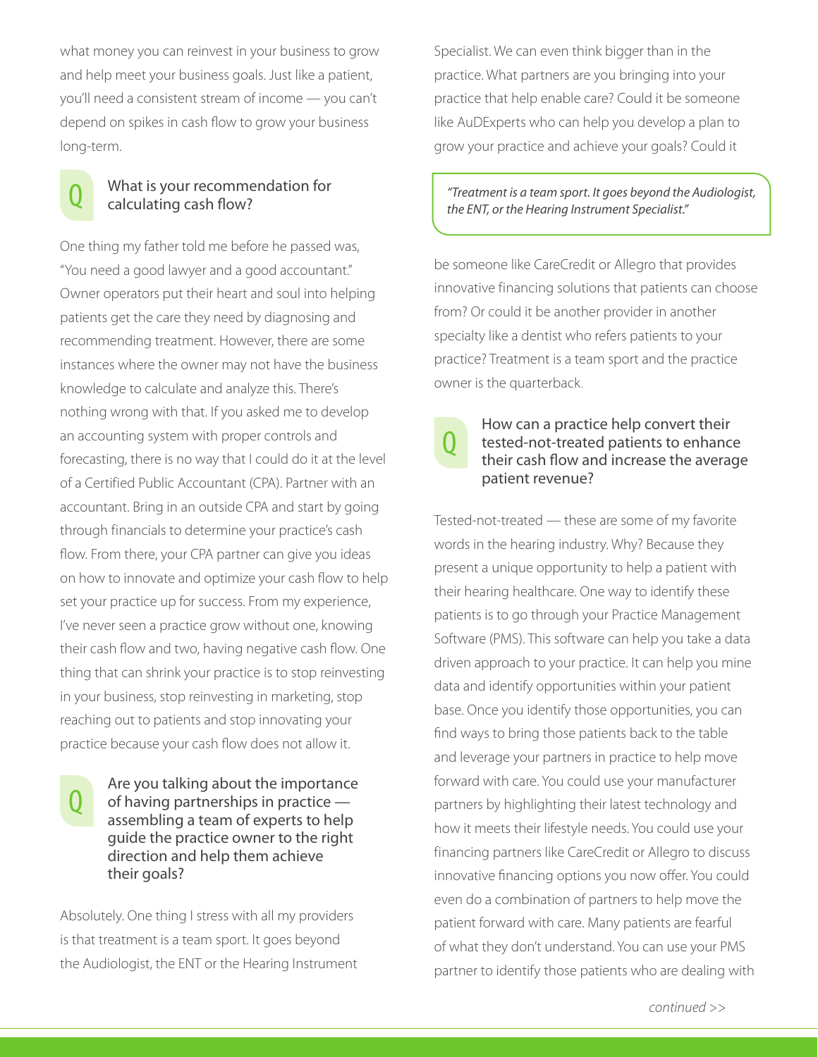what money you can reinvest in your business to grow and help meet your business goals. Just like a patient, you'll need a consistent stream of income — you can't depend on spikes in cash flow to grow your business long-term.

### Q What is your recommendation for calculating cash flow?

One thing my father told me before he passed was, "You need a good lawyer and a good accountant." Owner operators put their heart and soul into helping patients get the care they need by diagnosing and recommending treatment. However, there are some instances where the owner may not have the business knowledge to calculate and analyze this. There's nothing wrong with that. If you asked me to develop an accounting system with proper controls and forecasting, there is no way that I could do it at the level of a Certified Public Accountant (CPA). Partner with an accountant. Bring in an outside CPA and start by going through financials to determine your practice's cash flow. From there, your CPA partner can give you ideas on how to innovate and optimize your cash flow to help set your practice up for success. From my experience, I've never seen a practice grow without one, knowing their cash flow and two, having negative cash flow. One thing that can shrink your practice is to stop reinvesting in your business, stop reinvesting in marketing, stop reaching out to patients and stop innovating your practice because your cash flow does not allow it.

### Q Are you talking about the importance of having partnerships in practice — assembling a team of experts to help guide the practice owner to the right direction and help them achieve their goals?

Absolutely. One thing I stress with all my providers is that treatment is a team sport. It goes beyond the Audiologist, the ENT or the Hearing Instrument Specialist. We can even think bigger than in the practice. What partners are you bringing into your practice that help enable care? Could it be someone like AuDExperts who can help you develop a plan to grow your practice and achieve your goals? Could it be someone like CareCredit or Allegro that provides innovative financing solutions that patients can choose from? Or could it be another provider in another specialty like a dentist who refers patients to your practice? Treatment is a team sport and the practice owner is the quarterback.

> *"Treatment is a team sport. It goes beyond the Audiologist, the ENT, or the Hearing Instrument Specialist."*

### Q How can a practice help convert their tested-not-treated patients to enhance their cash flow and increase the average patient revenue?

Tested-not-treated — these are some of my favorite words in the hearing industry. Why? Because they present a unique opportunity to help a patient with their hearing healthcare. One way to identify these patients is to go through your Practice Management Software (PMS). This software can help you take a data driven approach to your practice. It can help you mine data and identify opportunities within your patient base. Once you identify those opportunities, you can find ways to bring those patients back to the table and leverage your partners in practice to help move forward with care. You could use your manufacturer partners by highlighting their latest technology and how it meets their lifestyle needs. You could use your financing partners like CareCredit or Allegro to discuss innovative financing options you now offer. You could even do a combination of partners to help move the patient forward with care. Many patients are fearful of what they don't understand. You can use your PMS partner to identify those patients who are dealing with

*continued >>*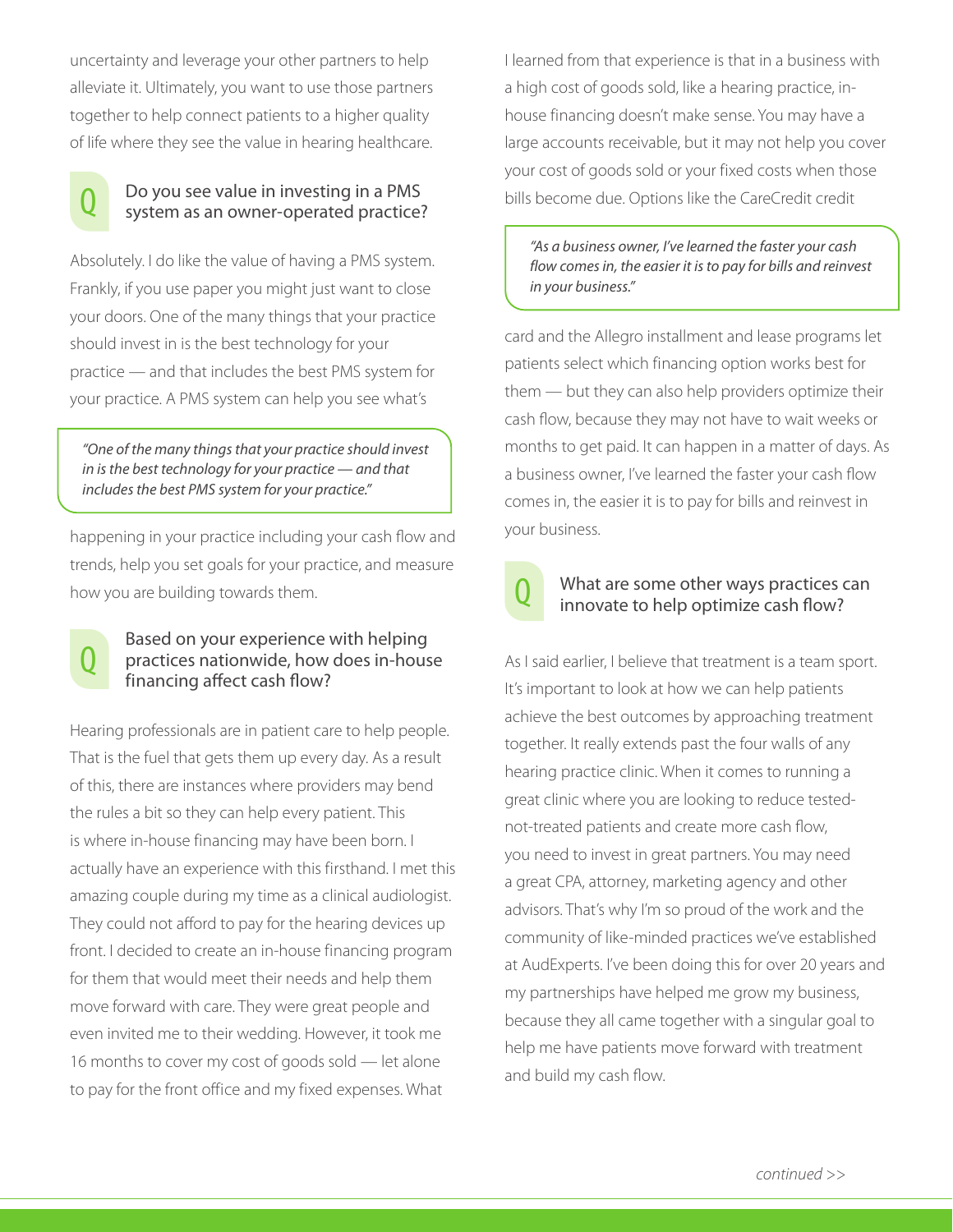uncertainty and leverage your other partners to help alleviate it. Ultimately, you want to use those partners together to help connect patients to a higher quality of life where they see the value in hearing healthcare.

### Q Do you see value in investing in a PMS system as an owner-operated practice?

Absolutely. I do like the value of having a PMS system. Frankly, if you use paper you might just want to close your doors. One of the many things that your practice should invest in is the best technology for your practice — and that includes the best PMS system for your practice. A PMS system can help you see what's happening in your practice including your cash flow and trends, help you set goals for your practice, and measure how you are building towards them.

> *"One of the many things that your practice should invest in is the best technology for your practice — and that includes the best PMS system for your practice."*

### Q Based on your experience with helping practices nationwide, how does in-house financing affect cash flow?

Hearing professionals are in patient care to help people. That is the fuel that gets them up every day. As a result of this, there are instances where providers may bend the rules a bit so they can help every patient. This is where in-house financing may have been born. I actually have an experience with this firsthand. I met this amazing couple during my time as a clinical audiologist. They could not afford to pay for the hearing devices up front. I decided to create an in-house financing program for them that would meet their needs and help them move forward with care. They were great people and even invited me to their wedding. However, it took me 16 months to cover my cost of goods sold — let alone to pay for the front office and my fixed expenses. What I learned from that experience is that in a business with a high cost of goods sold, like a hearing practice, in-house financing doesn't make sense. You may have a large accounts receivable, but it may not help you cover your cost of goods sold or your fixed costs when those bills become due. Options like the CareCredit credit card and the Allegro installment and lease programs let patients select which financing option works best for them — but they can also help providers optimize their cash flow, because they may not have to wait weeks or months to get paid. It can happen in a matter of days. As a business owner, I've learned the faster your cash flow comes in, the easier it is to pay for bills and reinvest in your business.

> *"As a business owner, I've learned the faster your cash flow comes in, the easier it is to pay for bills and reinvest in your business."*

### Q What are some other ways practices can innovate to help optimize cash flow?

As I said earlier, I believe that treatment is a team sport. It's important to look at how we can help patients achieve the best outcomes by approaching treatment together. It really extends past the four walls of any hearing practice clinic. When it comes to running a great clinic where you are looking to reduce tested-not-treated patients and create more cash flow, you need to invest in great partners. You may need a great CPA, attorney, marketing agency and other advisors. That's why I'm so proud of the work and the community of like-minded practices we've established at AudExperts. I've been doing this for over 20 years and my partnerships have helped me grow my business, because they all came together with a singular goal to help me have patients move forward with treatment and build my cash flow.

*continued >>*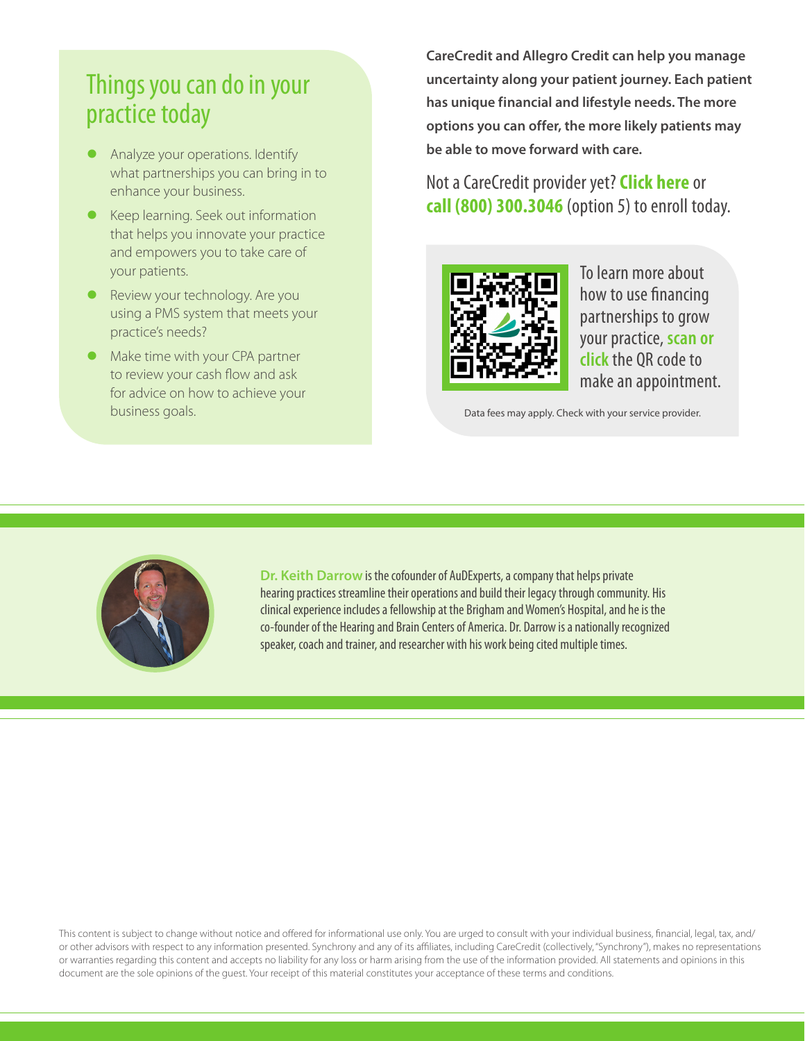## Things you can do in your practice today

- Analyze your operations. Identify what partnerships you can bring in to enhance your business.
- Keep learning. Seek out information that helps you innovate your practice and empowers you to take care of your patients.
- Review your technology. Are you using a PMS system that meets your practice's needs?
- Make time with your CPA partner to review your cash flow and ask for advice on how to achieve your business goals.

**CareCredit and Allegro Credit can help you manage uncertainty along your patient journey. Each patient has unique financial and lifestyle needs. The more options you can offer, the more likely patients may be able to move forward with care.**

Not a CareCredit provider yet? **Click here** or **call (800) 300.3046** (option 5) to enroll today.

To learn more about how to use financing partnerships to grow your practice, **scan or click** the QR code to make an appointment.

Data fees may apply. Check with your service provider.

**Dr. Keith Darrow** is the cofounder of AuDExperts, a company that helps private hearing practices streamline their operations and build their legacy through community. His clinical experience includes a fellowship at the Brigham and Women's Hospital, and he is the co-founder of the Hearing and Brain Centers of America. Dr. Darrow is a nationally recognized speaker, coach and trainer, and researcher with his work being cited multiple times.

This content is subject to change without notice and offered for informational use only. You are urged to consult with your individual business, financial, legal, tax, and/or other advisors with respect to any information presented. Synchrony and any of its affiliates, including CareCredit (collectively, "Synchrony"), makes no representations or warranties regarding this content and accepts no liability for any loss or harm arising from the use of the information provided. All statements and opinions in this document are the sole opinions of the guest. Your receipt of this material constitutes your acceptance of these terms and conditions.